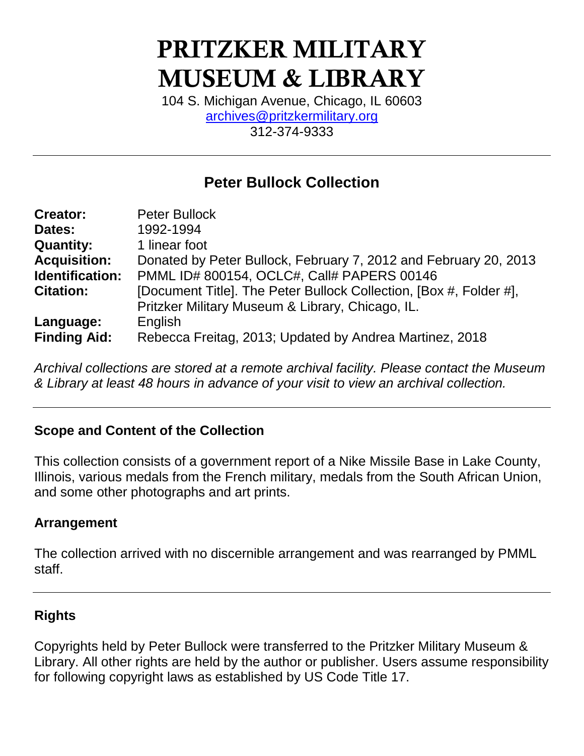# PRITZKER MILITARY MUSEUM & LIBRARY

104 S. Michigan Avenue, Chicago, IL 60603
archives@pritzkermilitary.org
312-374-9333

---

## Peter Bullock Collection

| | |
|---|---|
| **Creator:** | Peter Bullock |
| **Dates:** | 1992-1994 |
| **Quantity:** | 1 linear foot |
| **Acquisition:** | Donated by Peter Bullock, February 7, 2012 and February 20, 2013 |
| **Identification:** | PMML ID# 800154, OCLC#, Call# PAPERS 00146 |
| **Citation:** | [Document Title]. The Peter Bullock Collection, [Box #, Folder #], Pritzker Military Museum & Library, Chicago, IL. |
| **Language:** | English |
| **Finding Aid:** | Rebecca Freitag, 2013; Updated by Andrea Martinez, 2018 |

*Archival collections are stored at a remote archival facility. Please contact the Museum & Library at least 48 hours in advance of your visit to view an archival collection.*

---

### Scope and Content of the Collection

This collection consists of a government report of a Nike Missile Base in Lake County, Illinois, various medals from the French military, medals from the South African Union, and some other photographs and art prints.

### Arrangement

The collection arrived with no discernible arrangement and was rearranged by PMML staff.

---

### Rights

Copyrights held by Peter Bullock were transferred to the Pritzker Military Museum & Library. All other rights are held by the author or publisher. Users assume responsibility for following copyright laws as established by US Code Title 17.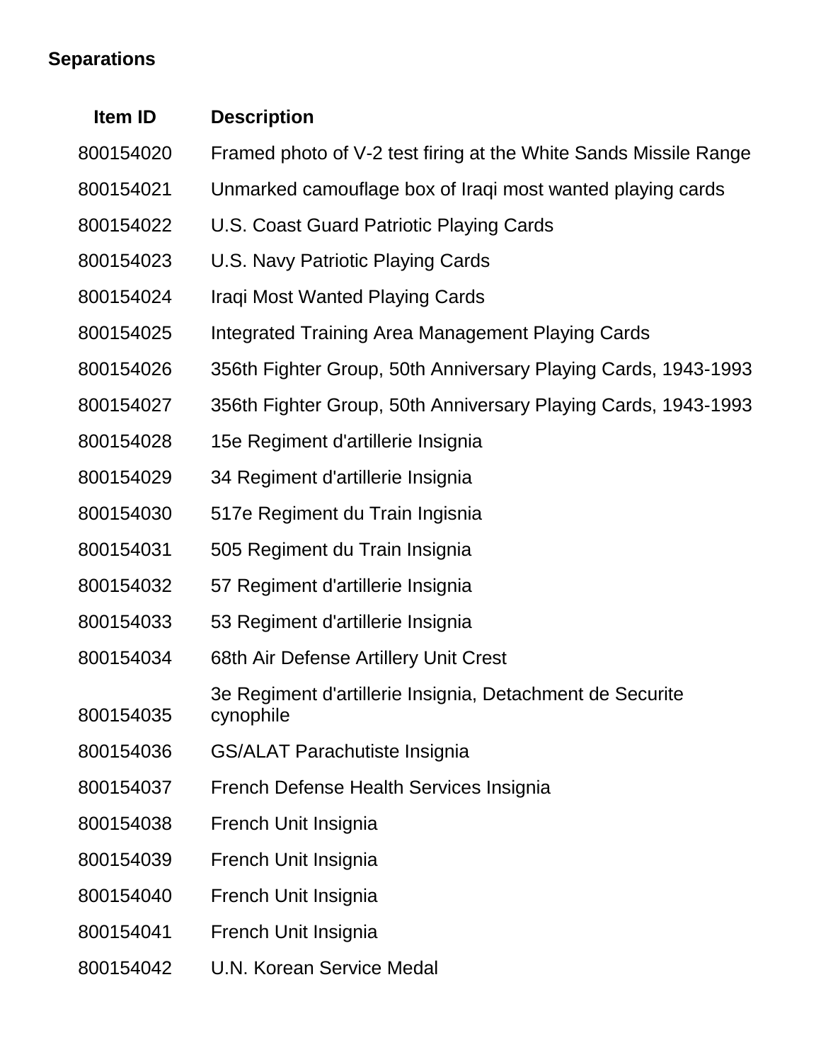**Separations**

| Item ID | Description |
| --- | --- |
| 800154020 | Framed photo of V-2 test firing at the White Sands Missile Range |
| 800154021 | Unmarked camouflage box of Iraqi most wanted playing cards |
| 800154022 | U.S. Coast Guard Patriotic Playing Cards |
| 800154023 | U.S. Navy Patriotic Playing Cards |
| 800154024 | Iraqi Most Wanted Playing Cards |
| 800154025 | Integrated Training Area Management Playing Cards |
| 800154026 | 356th Fighter Group, 50th Anniversary Playing Cards, 1943-1993 |
| 800154027 | 356th Fighter Group, 50th Anniversary Playing Cards, 1943-1993 |
| 800154028 | 15e Regiment d'artillerie Insignia |
| 800154029 | 34 Regiment d'artillerie Insignia |
| 800154030 | 517e Regiment du Train Ingisnia |
| 800154031 | 505 Regiment du Train Insignia |
| 800154032 | 57 Regiment d'artillerie Insignia |
| 800154033 | 53 Regiment d'artillerie Insignia |
| 800154034 | 68th Air Defense Artillery Unit Crest |
| 800154035 | 3e Regiment d'artillerie Insignia, Detachment de Securite cynophile |
| 800154036 | GS/ALAT Parachutiste Insignia |
| 800154037 | French Defense Health Services Insignia |
| 800154038 | French Unit Insignia |
| 800154039 | French Unit Insignia |
| 800154040 | French Unit Insignia |
| 800154041 | French Unit Insignia |
| 800154042 | U.N. Korean Service Medal |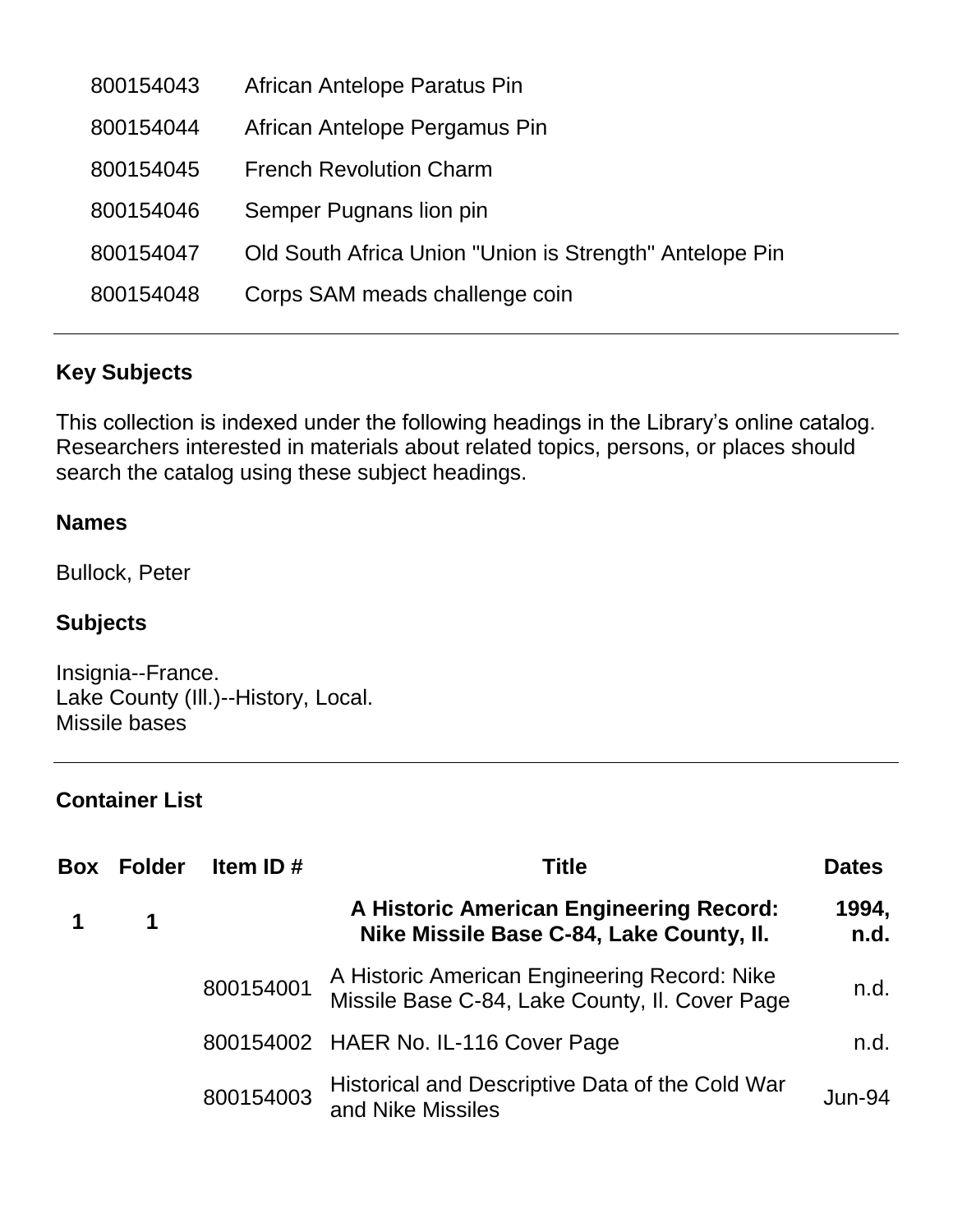| | |
|---|---|
| 800154043 | African Antelope Paratus Pin |
| 800154044 | African Antelope Pergamus Pin |
| 800154045 | French Revolution Charm |
| 800154046 | Semper Pugnans lion pin |
| 800154047 | Old South Africa Union "Union is Strength" Antelope Pin |
| 800154048 | Corps SAM meads challenge coin |

---

## Key Subjects

This collection is indexed under the following headings in the Library's online catalog. Researchers interested in materials about related topics, persons, or places should search the catalog using these subject headings.

### Names

Bullock, Peter

### Subjects

Insignia--France.
Lake County (Ill.)--History, Local.
Missile bases

---

## Container List

| Box | Folder | Item ID # | Title | Dates |
|---|---|---|---|---|
| **1** | **1** | | **A Historic American Engineering Record: Nike Missile Base C-84, Lake County, Il.** | **1994, n.d.** |
| | | 800154001 | A Historic American Engineering Record: Nike Missile Base C-84, Lake County, Il. Cover Page | n.d. |
| | | 800154002 | HAER No. IL-116 Cover Page | n.d. |
| | | 800154003 | Historical and Descriptive Data of the Cold War and Nike Missiles | Jun-94 |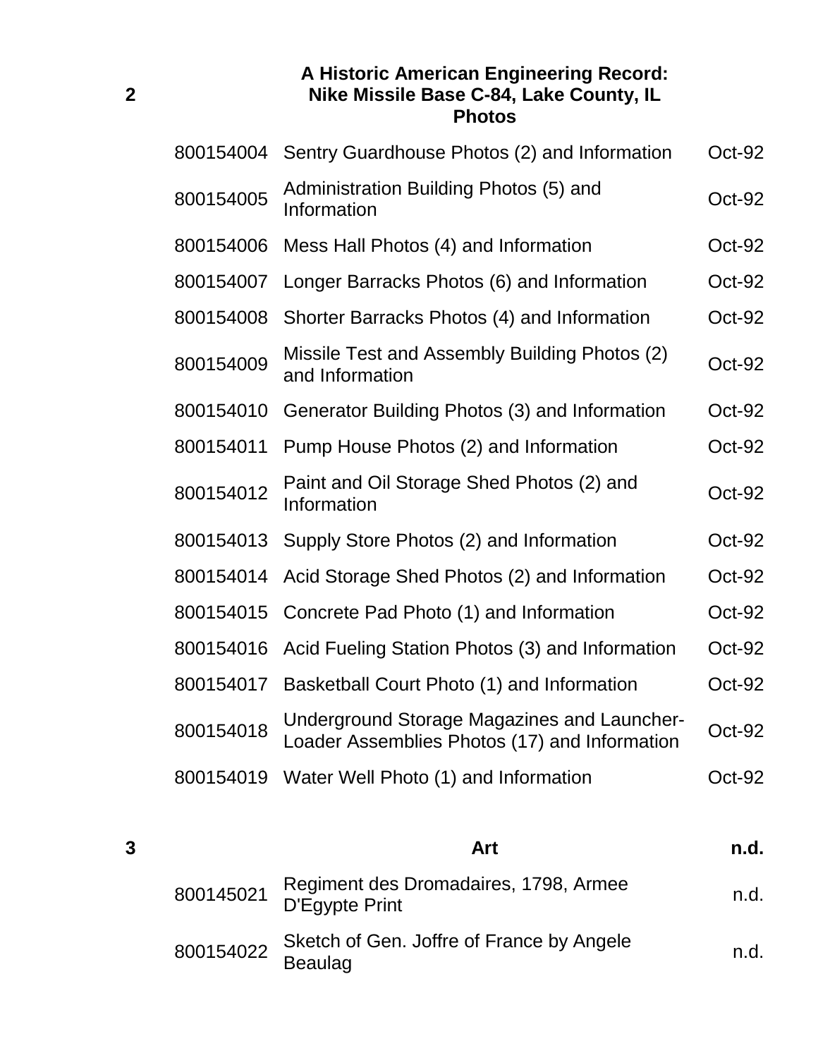**2** A Historic American Engineering Record: Nike Missile Base C-84, Lake County, IL Photos

| | | |
|---|---|---|
| 800154004 | Sentry Guardhouse Photos (2) and Information | Oct-92 |
| 800154005 | Administration Building Photos (5) and Information | Oct-92 |
| 800154006 | Mess Hall Photos (4) and Information | Oct-92 |
| 800154007 | Longer Barracks Photos (6) and Information | Oct-92 |
| 800154008 | Shorter Barracks Photos (4) and Information | Oct-92 |
| 800154009 | Missile Test and Assembly Building Photos (2) and Information | Oct-92 |
| 800154010 | Generator Building Photos (3) and Information | Oct-92 |
| 800154011 | Pump House Photos (2) and Information | Oct-92 |
| 800154012 | Paint and Oil Storage Shed Photos (2) and Information | Oct-92 |
| 800154013 | Supply Store Photos (2) and Information | Oct-92 |
| 800154014 | Acid Storage Shed Photos (2) and Information | Oct-92 |
| 800154015 | Concrete Pad Photo (1) and Information | Oct-92 |
| 800154016 | Acid Fueling Station Photos (3) and Information | Oct-92 |
| 800154017 | Basketball Court Photo (1) and Information | Oct-92 |
| 800154018 | Underground Storage Magazines and Launcher-Loader Assemblies Photos (17) and Information | Oct-92 |
| 800154019 | Water Well Photo (1) and Information | Oct-92 |

**3** **Art** **n.d.**

| | | |
|---|---|---|
| 800145021 | Regiment des Dromadaires, 1798, Armee D'Egypte Print | n.d. |
| 800154022 | Sketch of Gen. Joffre of France by Angele Beaulag | n.d. |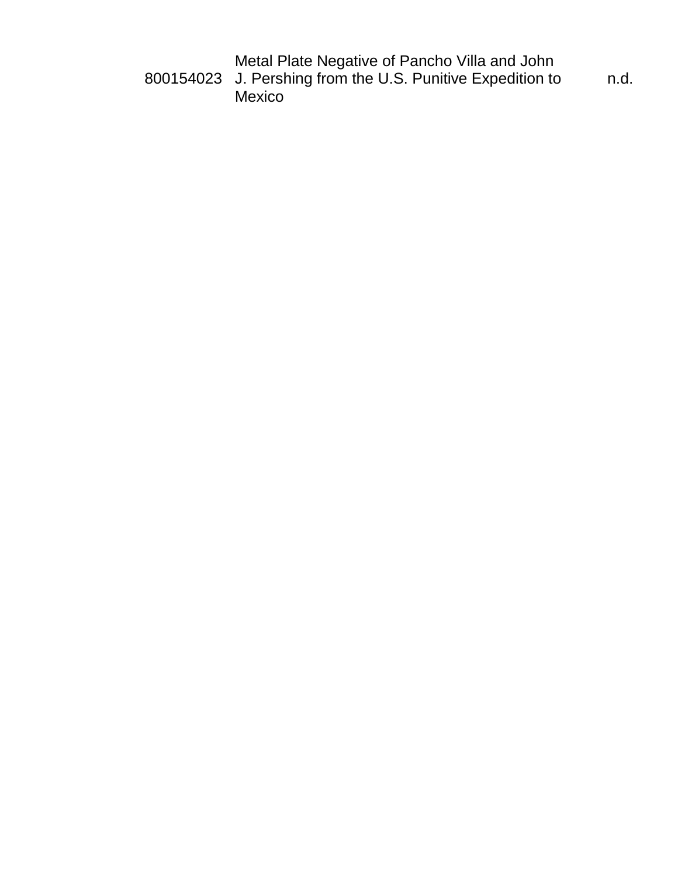| | | |
|---|---|---|
| 800154023 | Metal Plate Negative of Pancho Villa and John J. Pershing from the U.S. Punitive Expedition to Mexico | n.d. |